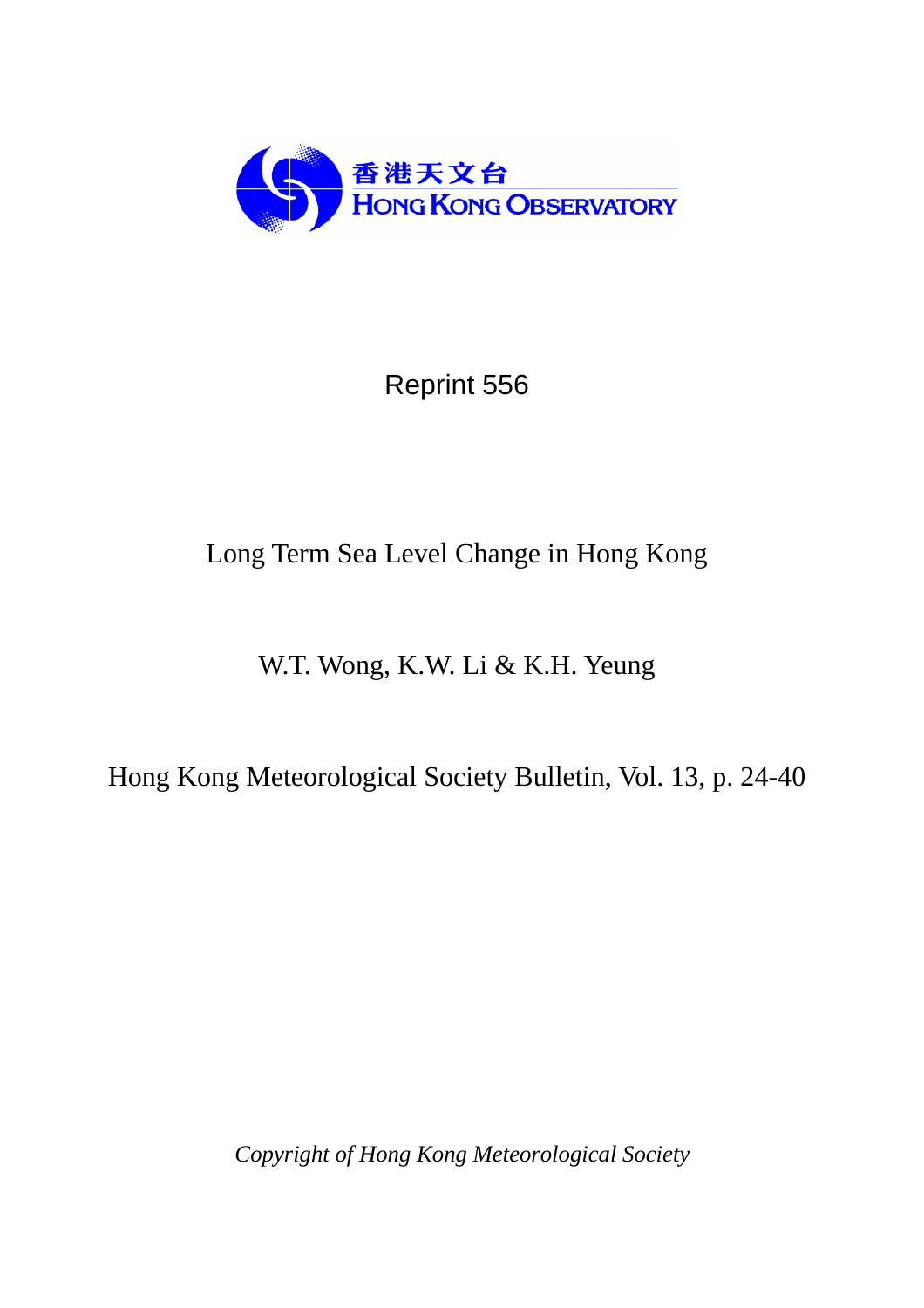香港天文台
HONG KONG OBSERVATORY

Reprint 556

# Long Term Sea Level Change in Hong Kong

W.T. Wong, K.W. Li & K.H. Yeung

Hong Kong Meteorological Society Bulletin, Vol. 13, p. 24-40

*Copyright of Hong Kong Meteorological Society*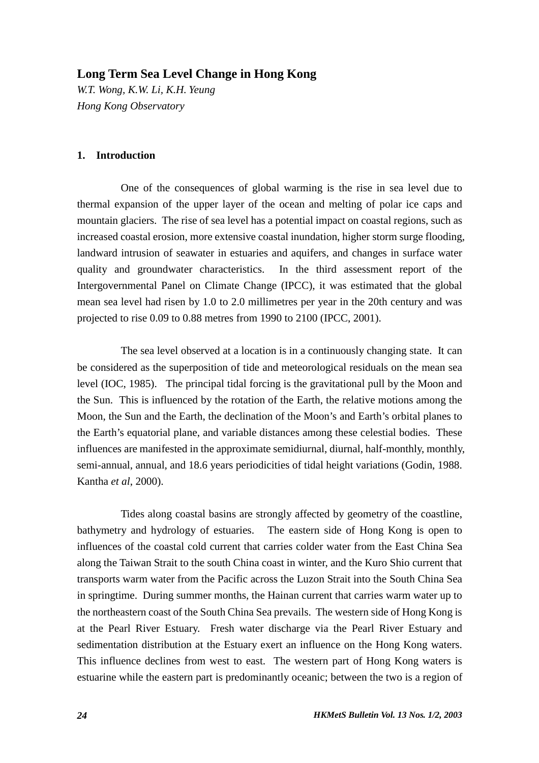# Long Term Sea Level Change in Hong Kong

*W.T. Wong, K.W. Li, K.H. Yeung*
*Hong Kong Observatory*

## 1. Introduction

One of the consequences of global warming is the rise in sea level due to thermal expansion of the upper layer of the ocean and melting of polar ice caps and mountain glaciers. The rise of sea level has a potential impact on coastal regions, such as increased coastal erosion, more extensive coastal inundation, higher storm surge flooding, landward intrusion of seawater in estuaries and aquifers, and changes in surface water quality and groundwater characteristics. In the third assessment report of the Intergovernmental Panel on Climate Change (IPCC), it was estimated that the global mean sea level had risen by 1.0 to 2.0 millimetres per year in the 20th century and was projected to rise 0.09 to 0.88 metres from 1990 to 2100 (IPCC, 2001).

The sea level observed at a location is in a continuously changing state. It can be considered as the superposition of tide and meteorological residuals on the mean sea level (IOC, 1985). The principal tidal forcing is the gravitational pull by the Moon and the Sun. This is influenced by the rotation of the Earth, the relative motions among the Moon, the Sun and the Earth, the declination of the Moon's and Earth's orbital planes to the Earth's equatorial plane, and variable distances among these celestial bodies. These influences are manifested in the approximate semidiurnal, diurnal, half-monthly, monthly, semi-annual, annual, and 18.6 years periodicities of tidal height variations (Godin, 1988. Kantha *et al*, 2000).

Tides along coastal basins are strongly affected by geometry of the coastline, bathymetry and hydrology of estuaries. The eastern side of Hong Kong is open to influences of the coastal cold current that carries colder water from the East China Sea along the Taiwan Strait to the south China coast in winter, and the Kuro Shio current that transports warm water from the Pacific across the Luzon Strait into the South China Sea in springtime. During summer months, the Hainan current that carries warm water up to the northeastern coast of the South China Sea prevails. The western side of Hong Kong is at the Pearl River Estuary. Fresh water discharge via the Pearl River Estuary and sedimentation distribution at the Estuary exert an influence on the Hong Kong waters. This influence declines from west to east. The western part of Hong Kong waters is estuarine while the eastern part is predominantly oceanic; between the two is a region of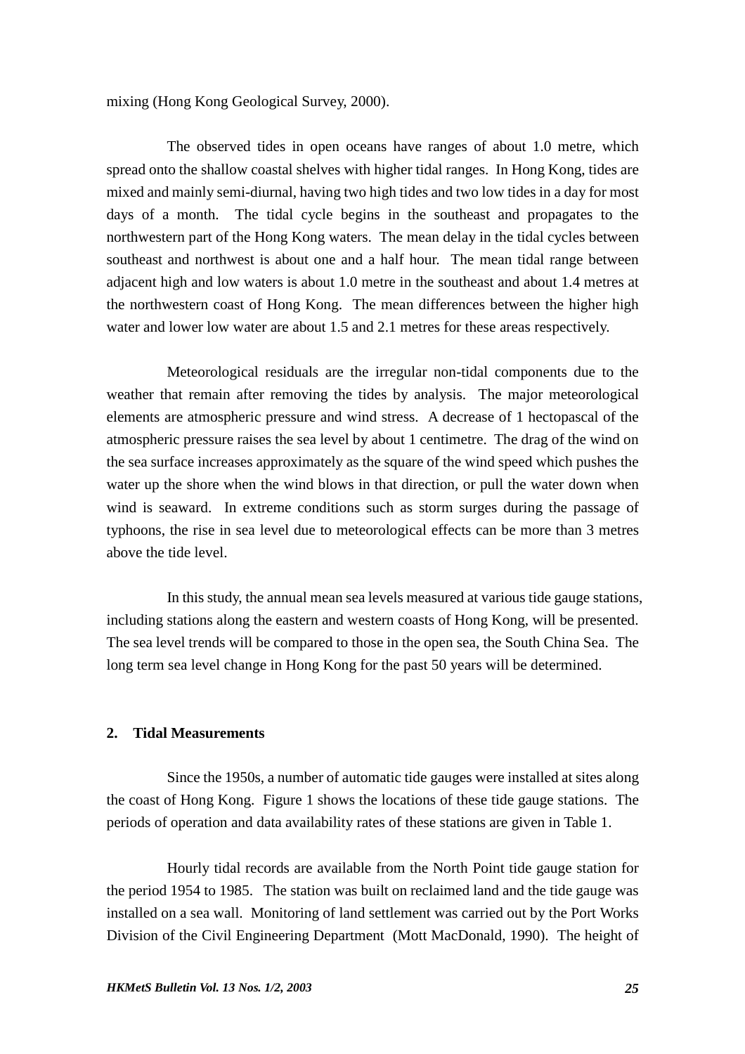mixing (Hong Kong Geological Survey, 2000).

The observed tides in open oceans have ranges of about 1.0 metre, which spread onto the shallow coastal shelves with higher tidal ranges. In Hong Kong, tides are mixed and mainly semi-diurnal, having two high tides and two low tides in a day for most days of a month. The tidal cycle begins in the southeast and propagates to the northwestern part of the Hong Kong waters. The mean delay in the tidal cycles between southeast and northwest is about one and a half hour. The mean tidal range between adjacent high and low waters is about 1.0 metre in the southeast and about 1.4 metres at the northwestern coast of Hong Kong. The mean differences between the higher high water and lower low water are about 1.5 and 2.1 metres for these areas respectively.

Meteorological residuals are the irregular non-tidal components due to the weather that remain after removing the tides by analysis. The major meteorological elements are atmospheric pressure and wind stress. A decrease of 1 hectopascal of the atmospheric pressure raises the sea level by about 1 centimetre. The drag of the wind on the sea surface increases approximately as the square of the wind speed which pushes the water up the shore when the wind blows in that direction, or pull the water down when wind is seaward. In extreme conditions such as storm surges during the passage of typhoons, the rise in sea level due to meteorological effects can be more than 3 metres above the tide level.

In this study, the annual mean sea levels measured at various tide gauge stations, including stations along the eastern and western coasts of Hong Kong, will be presented. The sea level trends will be compared to those in the open sea, the South China Sea. The long term sea level change in Hong Kong for the past 50 years will be determined.

## 2. Tidal Measurements

Since the 1950s, a number of automatic tide gauges were installed at sites along the coast of Hong Kong. Figure 1 shows the locations of these tide gauge stations. The periods of operation and data availability rates of these stations are given in Table 1.

Hourly tidal records are available from the North Point tide gauge station for the period 1954 to 1985. The station was built on reclaimed land and the tide gauge was installed on a sea wall. Monitoring of land settlement was carried out by the Port Works Division of the Civil Engineering Department (Mott MacDonald, 1990). The height of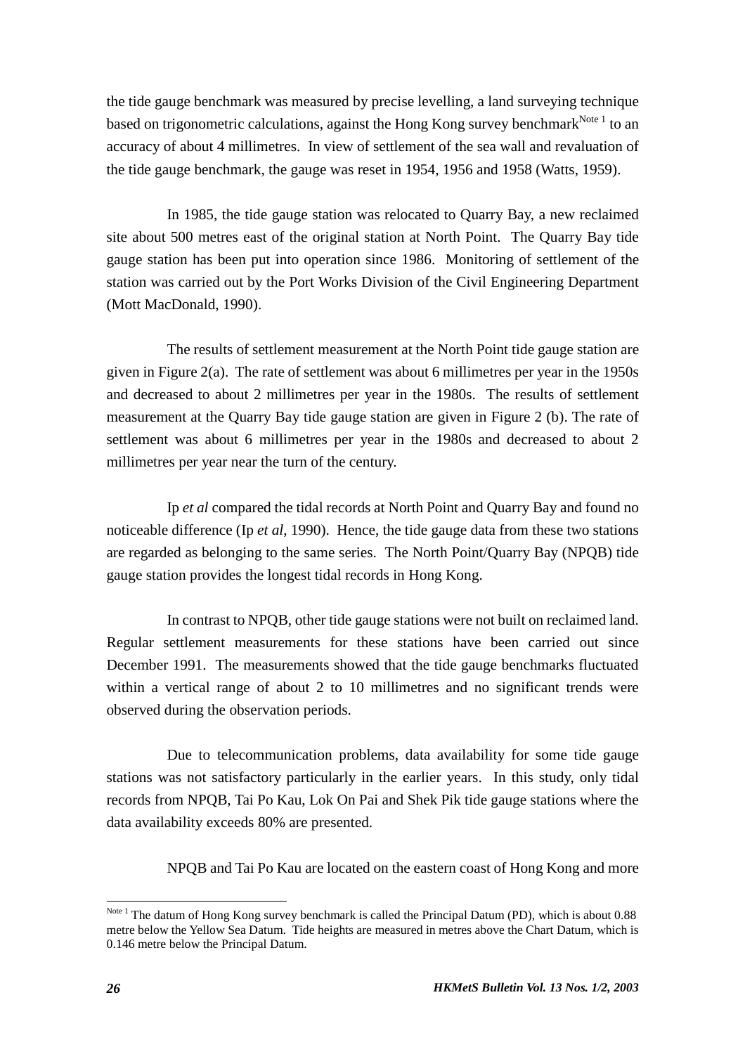the tide gauge benchmark was measured by precise levelling, a land surveying technique based on trigonometric calculations, against the Hong Kong survey benchmark[Note 1] to an accuracy of about 4 millimetres. In view of settlement of the sea wall and revaluation of the tide gauge benchmark, the gauge was reset in 1954, 1956 and 1958 (Watts, 1959).

In 1985, the tide gauge station was relocated to Quarry Bay, a new reclaimed site about 500 metres east of the original station at North Point. The Quarry Bay tide gauge station has been put into operation since 1986. Monitoring of settlement of the station was carried out by the Port Works Division of the Civil Engineering Department (Mott MacDonald, 1990).

The results of settlement measurement at the North Point tide gauge station are given in Figure 2(a). The rate of settlement was about 6 millimetres per year in the 1950s and decreased to about 2 millimetres per year in the 1980s. The results of settlement measurement at the Quarry Bay tide gauge station are given in Figure 2 (b). The rate of settlement was about 6 millimetres per year in the 1980s and decreased to about 2 millimetres per year near the turn of the century.

Ip *et al* compared the tidal records at North Point and Quarry Bay and found no noticeable difference (Ip *et al*, 1990). Hence, the tide gauge data from these two stations are regarded as belonging to the same series. The North Point/Quarry Bay (NPQB) tide gauge station provides the longest tidal records in Hong Kong.

In contrast to NPQB, other tide gauge stations were not built on reclaimed land. Regular settlement measurements for these stations have been carried out since December 1991. The measurements showed that the tide gauge benchmarks fluctuated within a vertical range of about 2 to 10 millimetres and no significant trends were observed during the observation periods.

Due to telecommunication problems, data availability for some tide gauge stations was not satisfactory particularly in the earlier years. In this study, only tidal records from NPQB, Tai Po Kau, Lok On Pai and Shek Pik tide gauge stations where the data availability exceeds 80% are presented.

NPQB and Tai Po Kau are located on the eastern coast of Hong Kong and more

---

[Note 1] The datum of Hong Kong survey benchmark is called the Principal Datum (PD), which is about 0.88 metre below the Yellow Sea Datum. Tide heights are measured in metres above the Chart Datum, which is 0.146 metre below the Principal Datum.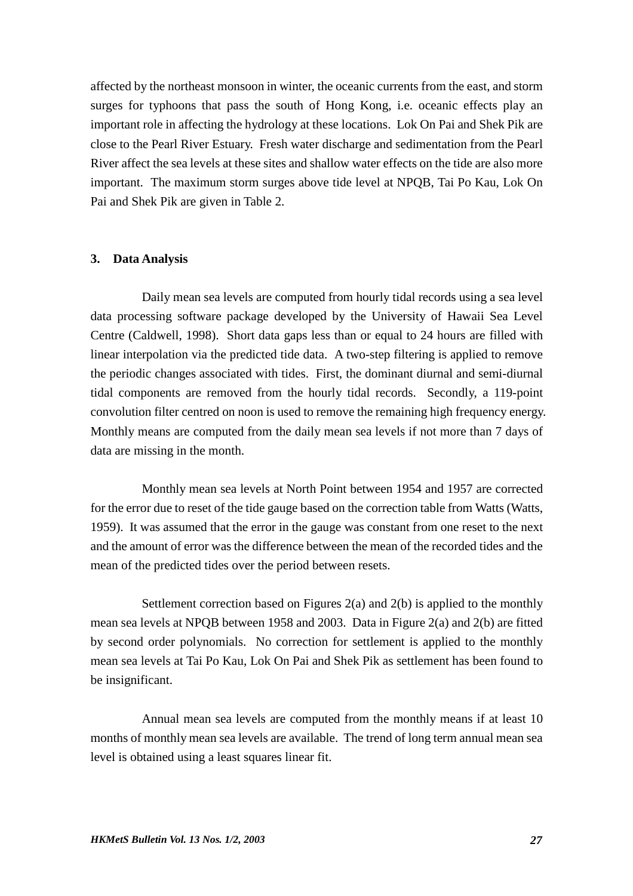affected by the northeast monsoon in winter, the oceanic currents from the east, and storm surges for typhoons that pass the south of Hong Kong, i.e. oceanic effects play an important role in affecting the hydrology at these locations. Lok On Pai and Shek Pik are close to the Pearl River Estuary. Fresh water discharge and sedimentation from the Pearl River affect the sea levels at these sites and shallow water effects on the tide are also more important. The maximum storm surges above tide level at NPQB, Tai Po Kau, Lok On Pai and Shek Pik are given in Table 2.

## 3. Data Analysis

Daily mean sea levels are computed from hourly tidal records using a sea level data processing software package developed by the University of Hawaii Sea Level Centre (Caldwell, 1998). Short data gaps less than or equal to 24 hours are filled with linear interpolation via the predicted tide data. A two-step filtering is applied to remove the periodic changes associated with tides. First, the dominant diurnal and semi-diurnal tidal components are removed from the hourly tidal records. Secondly, a 119-point convolution filter centred on noon is used to remove the remaining high frequency energy. Monthly means are computed from the daily mean sea levels if not more than 7 days of data are missing in the month.

Monthly mean sea levels at North Point between 1954 and 1957 are corrected for the error due to reset of the tide gauge based on the correction table from Watts (Watts, 1959). It was assumed that the error in the gauge was constant from one reset to the next and the amount of error was the difference between the mean of the recorded tides and the mean of the predicted tides over the period between resets.

Settlement correction based on Figures 2(a) and 2(b) is applied to the monthly mean sea levels at NPQB between 1958 and 2003. Data in Figure 2(a) and 2(b) are fitted by second order polynomials. No correction for settlement is applied to the monthly mean sea levels at Tai Po Kau, Lok On Pai and Shek Pik as settlement has been found to be insignificant.

Annual mean sea levels are computed from the monthly means if at least 10 months of monthly mean sea levels are available. The trend of long term annual mean sea level is obtained using a least squares linear fit.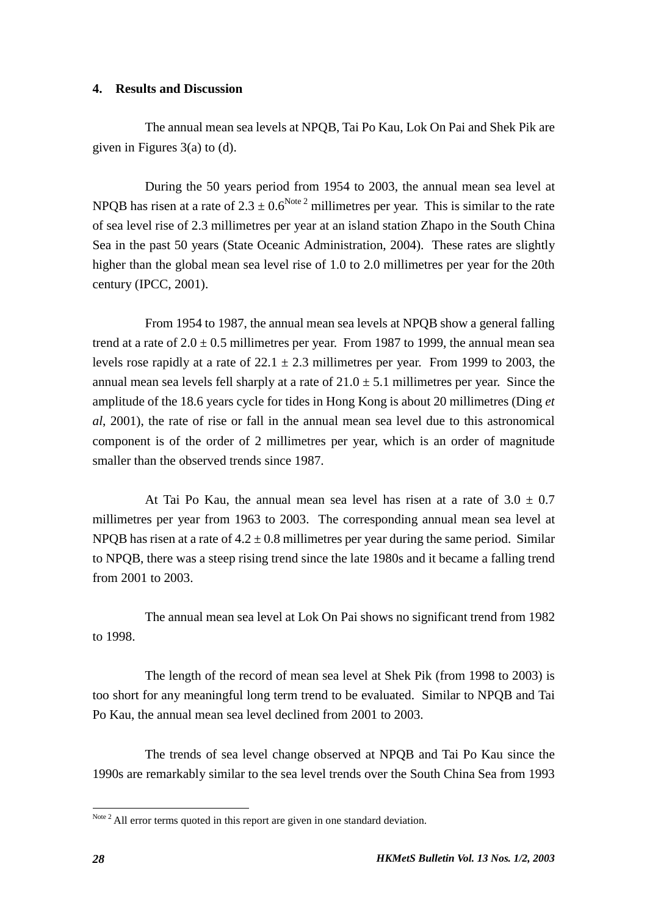## 4. Results and Discussion

The annual mean sea levels at NPQB, Tai Po Kau, Lok On Pai and Shek Pik are given in Figures 3(a) to (d).

During the 50 years period from 1954 to 2003, the annual mean sea level at NPQB has risen at a rate of $2.3 \pm 0.6$[Note 2] millimetres per year. This is similar to the rate of sea level rise of 2.3 millimetres per year at an island station Zhapo in the South China Sea in the past 50 years (State Oceanic Administration, 2004). These rates are slightly higher than the global mean sea level rise of 1.0 to 2.0 millimetres per year for the 20th century (IPCC, 2001).

From 1954 to 1987, the annual mean sea levels at NPQB show a general falling trend at a rate of $2.0 \pm 0.5$ millimetres per year. From 1987 to 1999, the annual mean sea levels rose rapidly at a rate of $22.1 \pm 2.3$ millimetres per year. From 1999 to 2003, the annual mean sea levels fell sharply at a rate of $21.0 \pm 5.1$ millimetres per year. Since the amplitude of the 18.6 years cycle for tides in Hong Kong is about 20 millimetres (Ding *et al*, 2001), the rate of rise or fall in the annual mean sea level due to this astronomical component is of the order of 2 millimetres per year, which is an order of magnitude smaller than the observed trends since 1987.

At Tai Po Kau, the annual mean sea level has risen at a rate of $3.0 \pm 0.7$ millimetres per year from 1963 to 2003. The corresponding annual mean sea level at NPQB has risen at a rate of $4.2 \pm 0.8$ millimetres per year during the same period. Similar to NPQB, there was a steep rising trend since the late 1980s and it became a falling trend from 2001 to 2003.

The annual mean sea level at Lok On Pai shows no significant trend from 1982 to 1998.

The length of the record of mean sea level at Shek Pik (from 1998 to 2003) is too short for any meaningful long term trend to be evaluated. Similar to NPQB and Tai Po Kau, the annual mean sea level declined from 2001 to 2003.

The trends of sea level change observed at NPQB and Tai Po Kau since the 1990s are remarkably similar to the sea level trends over the South China Sea from 1993

---

[Note 2] All error terms quoted in this report are given in one standard deviation.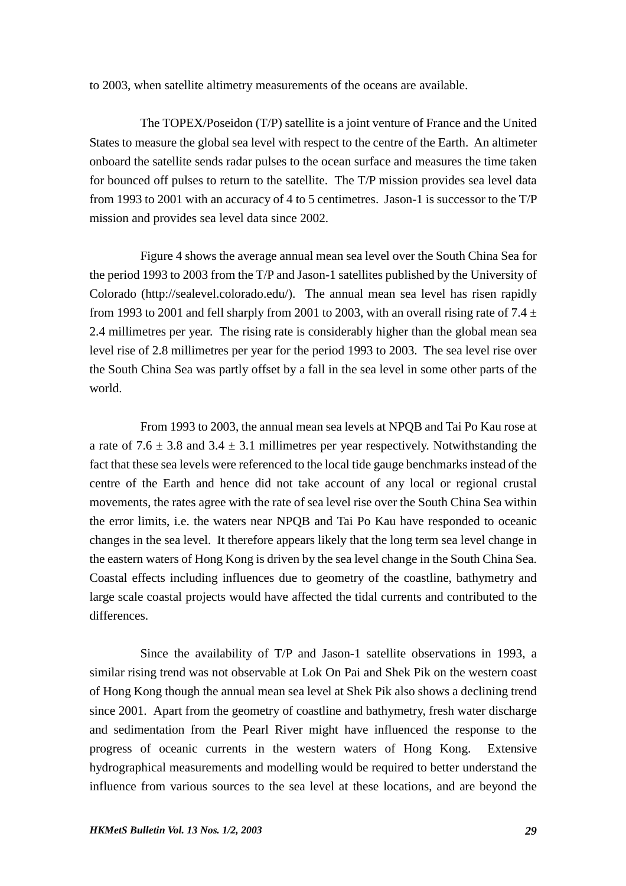to 2003, when satellite altimetry measurements of the oceans are available.

The TOPEX/Poseidon (T/P) satellite is a joint venture of France and the United States to measure the global sea level with respect to the centre of the Earth. An altimeter onboard the satellite sends radar pulses to the ocean surface and measures the time taken for bounced off pulses to return to the satellite. The T/P mission provides sea level data from 1993 to 2001 with an accuracy of 4 to 5 centimetres. Jason-1 is successor to the T/P mission and provides sea level data since 2002.

Figure 4 shows the average annual mean sea level over the South China Sea for the period 1993 to 2003 from the T/P and Jason-1 satellites published by the University of Colorado (http://sealevel.colorado.edu/). The annual mean sea level has risen rapidly from 1993 to 2001 and fell sharply from 2001 to 2003, with an overall rising rate of $7.4 \pm 2.4$ millimetres per year. The rising rate is considerably higher than the global mean sea level rise of 2.8 millimetres per year for the period 1993 to 2003. The sea level rise over the South China Sea was partly offset by a fall in the sea level in some other parts of the world.

From 1993 to 2003, the annual mean sea levels at NPQB and Tai Po Kau rose at a rate of $7.6 \pm 3.8$ and $3.4 \pm 3.1$ millimetres per year respectively. Notwithstanding the fact that these sea levels were referenced to the local tide gauge benchmarks instead of the centre of the Earth and hence did not take account of any local or regional crustal movements, the rates agree with the rate of sea level rise over the South China Sea within the error limits, i.e. the waters near NPQB and Tai Po Kau have responded to oceanic changes in the sea level. It therefore appears likely that the long term sea level change in the eastern waters of Hong Kong is driven by the sea level change in the South China Sea. Coastal effects including influences due to geometry of the coastline, bathymetry and large scale coastal projects would have affected the tidal currents and contributed to the differences.

Since the availability of T/P and Jason-1 satellite observations in 1993, a similar rising trend was not observable at Lok On Pai and Shek Pik on the western coast of Hong Kong though the annual mean sea level at Shek Pik also shows a declining trend since 2001. Apart from the geometry of coastline and bathymetry, fresh water discharge and sedimentation from the Pearl River might have influenced the response to the progress of oceanic currents in the western waters of Hong Kong. Extensive hydrographical measurements and modelling would be required to better understand the influence from various sources to the sea level at these locations, and are beyond the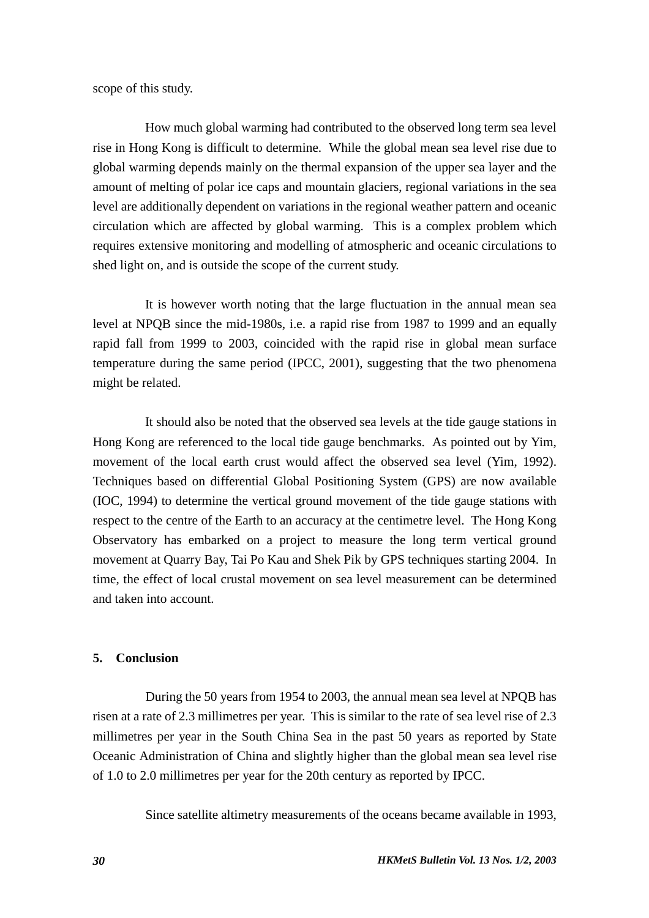scope of this study.

How much global warming had contributed to the observed long term sea level rise in Hong Kong is difficult to determine. While the global mean sea level rise due to global warming depends mainly on the thermal expansion of the upper sea layer and the amount of melting of polar ice caps and mountain glaciers, regional variations in the sea level are additionally dependent on variations in the regional weather pattern and oceanic circulation which are affected by global warming. This is a complex problem which requires extensive monitoring and modelling of atmospheric and oceanic circulations to shed light on, and is outside the scope of the current study.

It is however worth noting that the large fluctuation in the annual mean sea level at NPQB since the mid-1980s, i.e. a rapid rise from 1987 to 1999 and an equally rapid fall from 1999 to 2003, coincided with the rapid rise in global mean surface temperature during the same period (IPCC, 2001), suggesting that the two phenomena might be related.

It should also be noted that the observed sea levels at the tide gauge stations in Hong Kong are referenced to the local tide gauge benchmarks. As pointed out by Yim, movement of the local earth crust would affect the observed sea level (Yim, 1992). Techniques based on differential Global Positioning System (GPS) are now available (IOC, 1994) to determine the vertical ground movement of the tide gauge stations with respect to the centre of the Earth to an accuracy at the centimetre level. The Hong Kong Observatory has embarked on a project to measure the long term vertical ground movement at Quarry Bay, Tai Po Kau and Shek Pik by GPS techniques starting 2004. In time, the effect of local crustal movement on sea level measurement can be determined and taken into account.

## 5. Conclusion

During the 50 years from 1954 to 2003, the annual mean sea level at NPQB has risen at a rate of 2.3 millimetres per year. This is similar to the rate of sea level rise of 2.3 millimetres per year in the South China Sea in the past 50 years as reported by State Oceanic Administration of China and slightly higher than the global mean sea level rise of 1.0 to 2.0 millimetres per year for the 20th century as reported by IPCC.

Since satellite altimetry measurements of the oceans became available in 1993,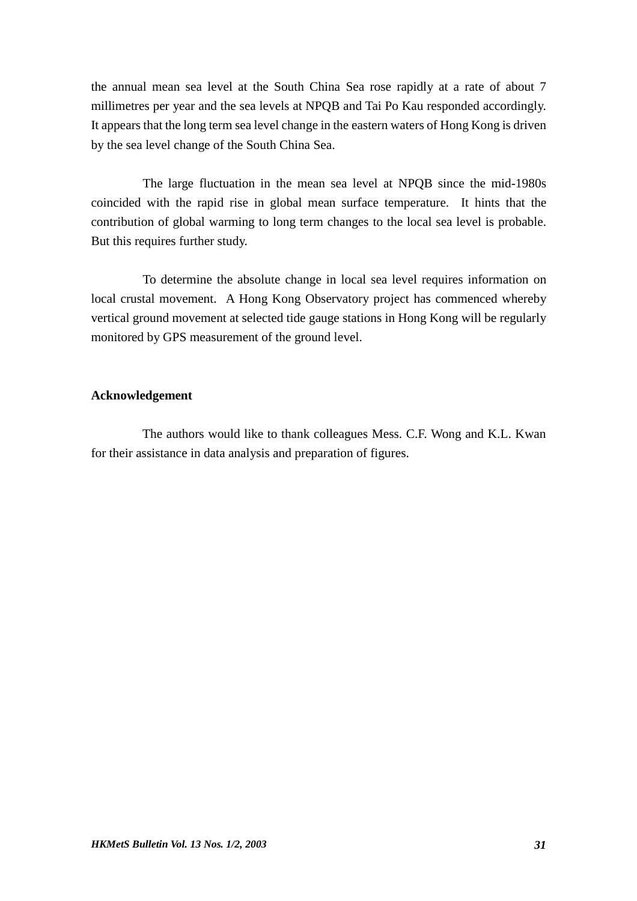the annual mean sea level at the South China Sea rose rapidly at a rate of about 7 millimetres per year and the sea levels at NPQB and Tai Po Kau responded accordingly. It appears that the long term sea level change in the eastern waters of Hong Kong is driven by the sea level change of the South China Sea.

The large fluctuation in the mean sea level at NPQB since the mid-1980s coincided with the rapid rise in global mean surface temperature. It hints that the contribution of global warming to long term changes to the local sea level is probable. But this requires further study.

To determine the absolute change in local sea level requires information on local crustal movement. A Hong Kong Observatory project has commenced whereby vertical ground movement at selected tide gauge stations in Hong Kong will be regularly monitored by GPS measurement of the ground level.

**Acknowledgement**

The authors would like to thank colleagues Mess. C.F. Wong and K.L. Kwan for their assistance in data analysis and preparation of figures.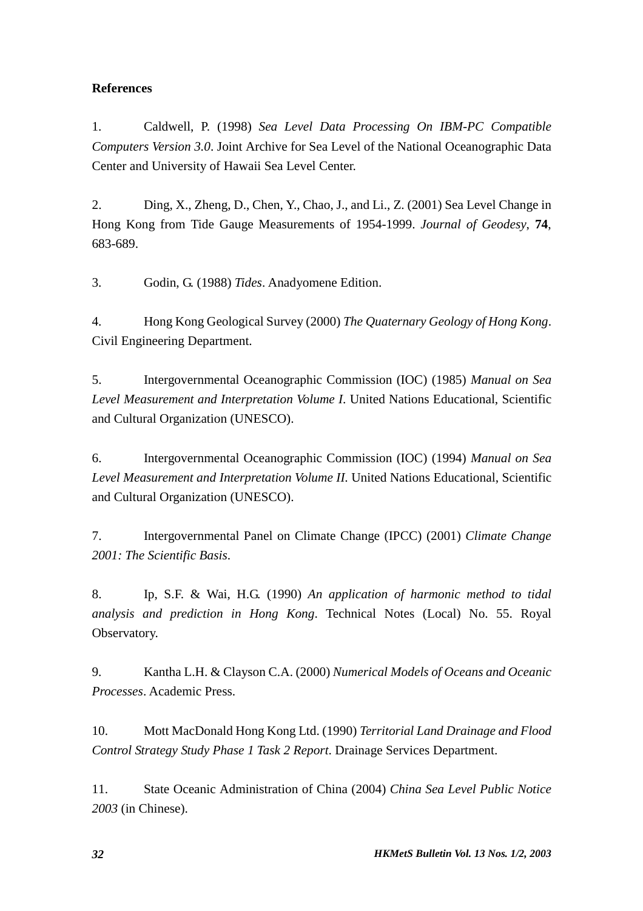**References**

1. Caldwell, P. (1998) *Sea Level Data Processing On IBM-PC Compatible Computers Version 3.0*. Joint Archive for Sea Level of the National Oceanographic Data Center and University of Hawaii Sea Level Center.

2. Ding, X., Zheng, D., Chen, Y., Chao, J., and Li., Z. (2001) Sea Level Change in Hong Kong from Tide Gauge Measurements of 1954-1999. *Journal of Geodesy*, **74**, 683-689.

3. Godin, G. (1988) *Tides*. Anadyomene Edition.

4. Hong Kong Geological Survey (2000) *The Quaternary Geology of Hong Kong*. Civil Engineering Department.

5. Intergovernmental Oceanographic Commission (IOC) (1985) *Manual on Sea Level Measurement and Interpretation Volume I*. United Nations Educational, Scientific and Cultural Organization (UNESCO).

6. Intergovernmental Oceanographic Commission (IOC) (1994) *Manual on Sea Level Measurement and Interpretation Volume II*. United Nations Educational, Scientific and Cultural Organization (UNESCO).

7. Intergovernmental Panel on Climate Change (IPCC) (2001) *Climate Change 2001: The Scientific Basis*.

8. Ip, S.F. & Wai, H.G. (1990) *An application of harmonic method to tidal analysis and prediction in Hong Kong*. Technical Notes (Local) No. 55. Royal Observatory.

9. Kantha L.H. & Clayson C.A. (2000) *Numerical Models of Oceans and Oceanic Processes*. Academic Press.

10. Mott MacDonald Hong Kong Ltd. (1990) *Territorial Land Drainage and Flood Control Strategy Study Phase 1 Task 2 Report*. Drainage Services Department.

11. State Oceanic Administration of China (2004) *China Sea Level Public Notice 2003* (in Chinese).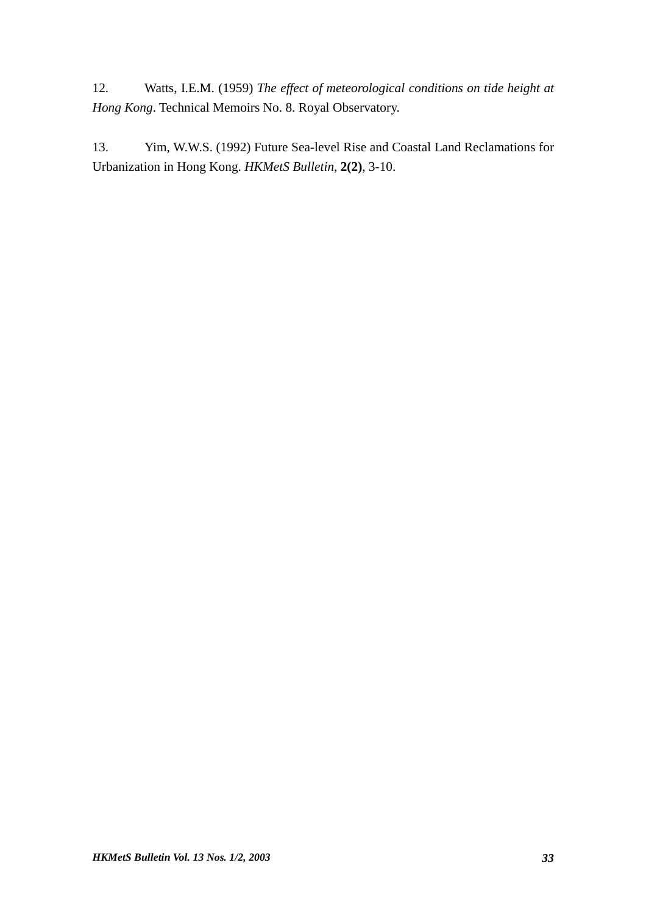12. Watts, I.E.M. (1959) *The effect of meteorological conditions on tide height at Hong Kong*. Technical Memoirs No. 8. Royal Observatory.

13. Yim, W.W.S. (1992) Future Sea-level Rise and Coastal Land Reclamations for Urbanization in Hong Kong. *HKMetS Bulletin*, **2(2)**, 3-10.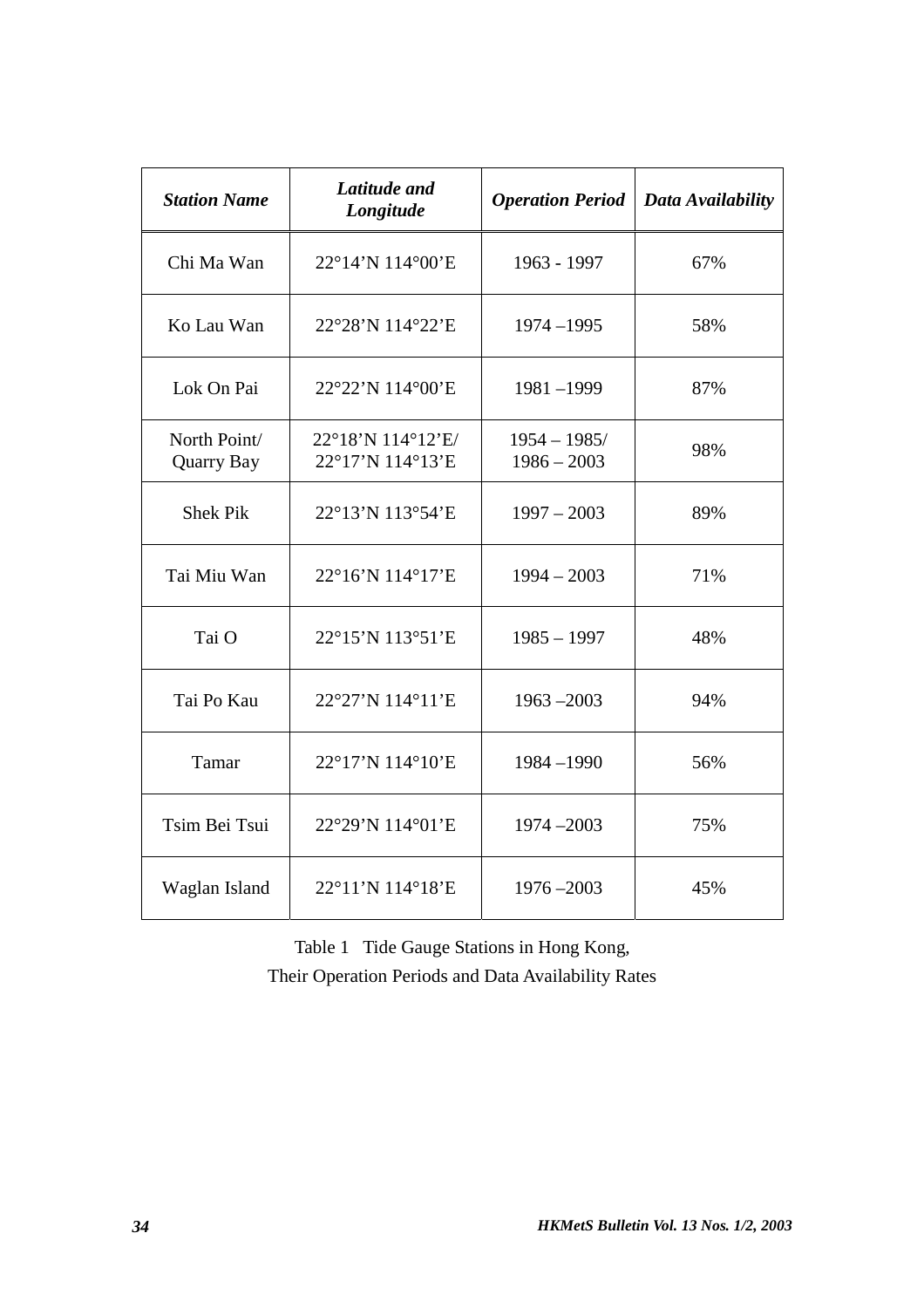| ***Station Name*** | ***Latitude and Longitude*** | ***Operation Period*** | ***Data Availability*** |
|---|---|---|---|
| Chi Ma Wan | 22°14’N 114°00’E | 1963 - 1997 | 67% |
| Ko Lau Wan | 22°28’N 114°22’E | 1974 –1995 | 58% |
| Lok On Pai | 22°22’N 114°00’E | 1981 –1999 | 87% |
| North Point/ Quarry Bay | 22°18’N 114°12’E/ 22°17’N 114°13’E | 1954 – 1985/ 1986 – 2003 | 98% |
| Shek Pik | 22°13’N 113°54’E | 1997 – 2003 | 89% |
| Tai Miu Wan | 22°16’N 114°17’E | 1994 – 2003 | 71% |
| Tai O | 22°15’N 113°51’E | 1985 – 1997 | 48% |
| Tai Po Kau | 22°27’N 114°11’E | 1963 –2003 | 94% |
| Tamar | 22°17’N 114°10’E | 1984 –1990 | 56% |
| Tsim Bei Tsui | 22°29’N 114°01’E | 1974 –2003 | 75% |
| Waglan Island | 22°11’N 114°18’E | 1976 –2003 | 45% |

Table 1 Tide Gauge Stations in Hong Kong, Their Operation Periods and Data Availability Rates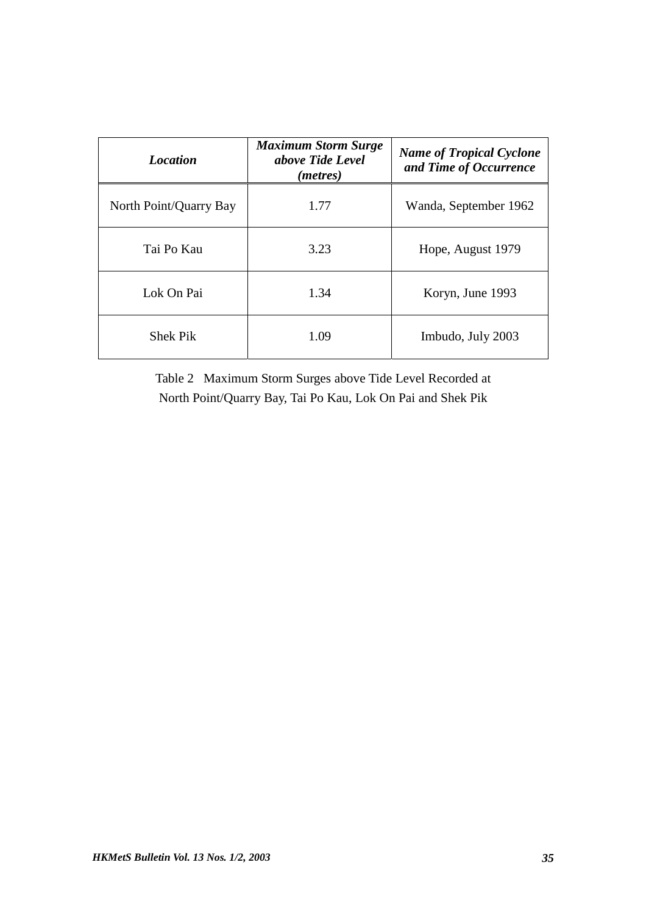| *Location* | *Maximum Storm Surge above Tide Level (metres)* | *Name of Tropical Cyclone and Time of Occurrence* |
|---|---|---|
| North Point/Quarry Bay | 1.77 | Wanda, September 1962 |
| Tai Po Kau | 3.23 | Hope, August 1979 |
| Lok On Pai | 1.34 | Koryn, June 1993 |
| Shek Pik | 1.09 | Imbudo, July 2003 |

Table 2 Maximum Storm Surges above Tide Level Recorded at North Point/Quarry Bay, Tai Po Kau, Lok On Pai and Shek Pik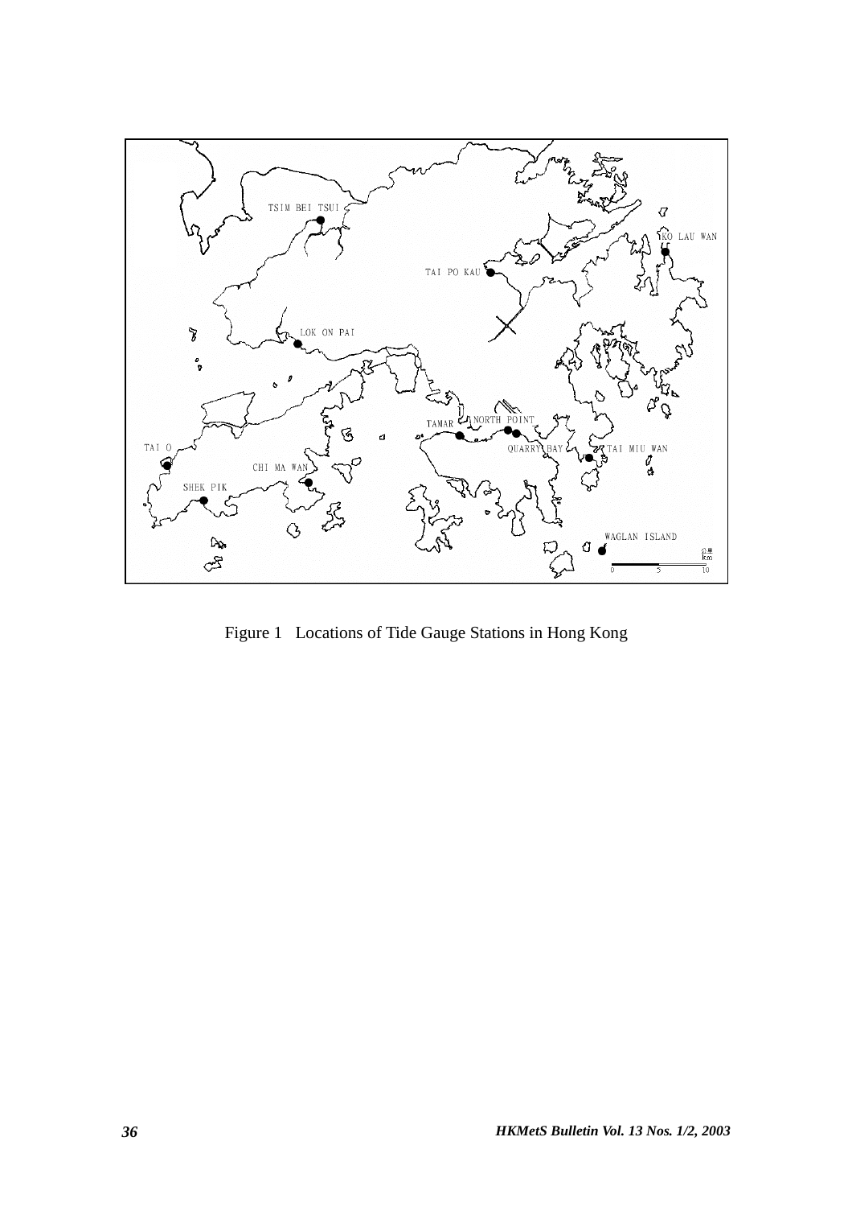Figure 1 Locations of Tide Gauge Stations in Hong Kong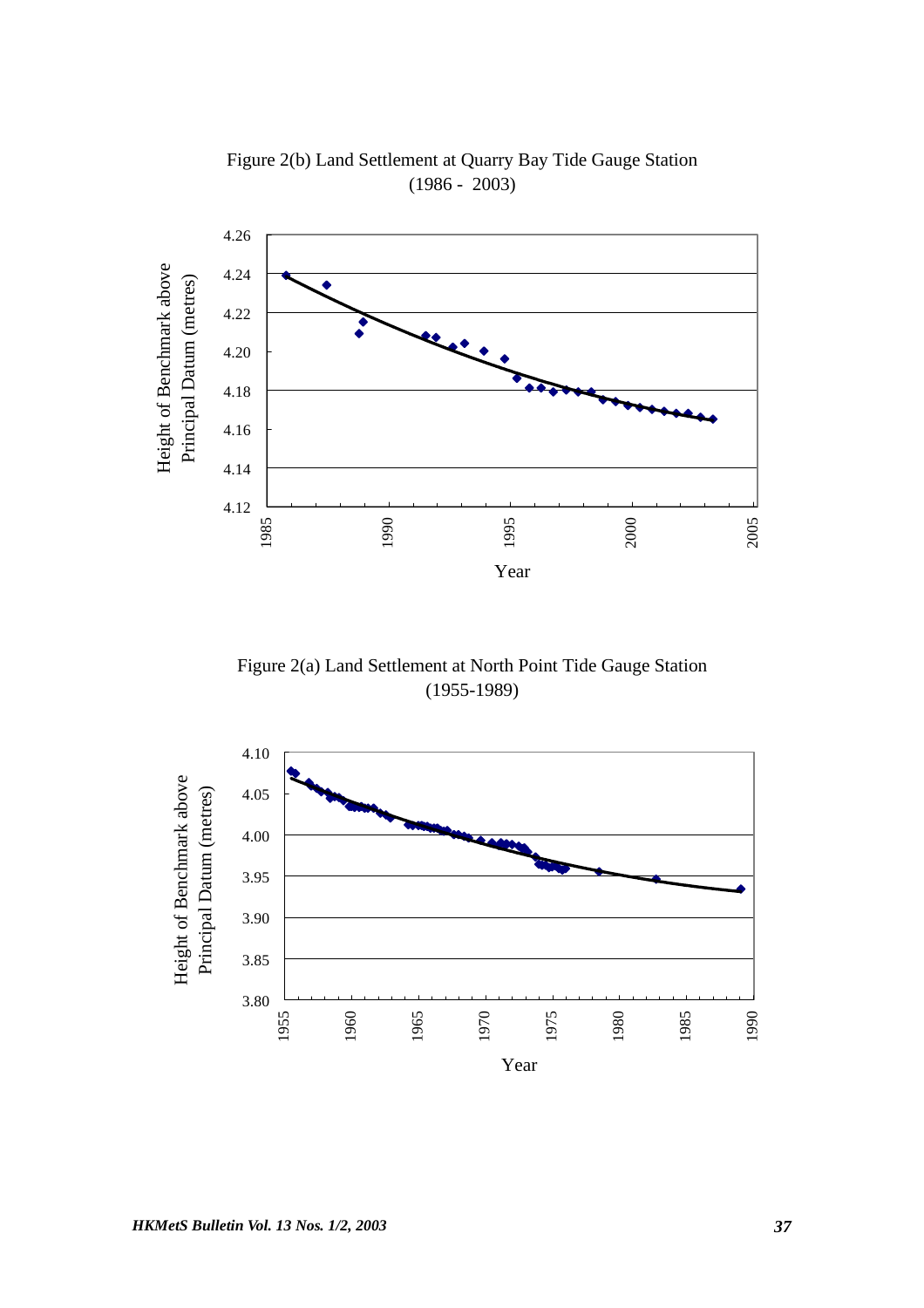Figure 2(b) Land Settlement at Quarry Bay Tide Gauge Station (1986 - 2003)

Figure 2(a) Land Settlement at North Point Tide Gauge Station (1955-1989)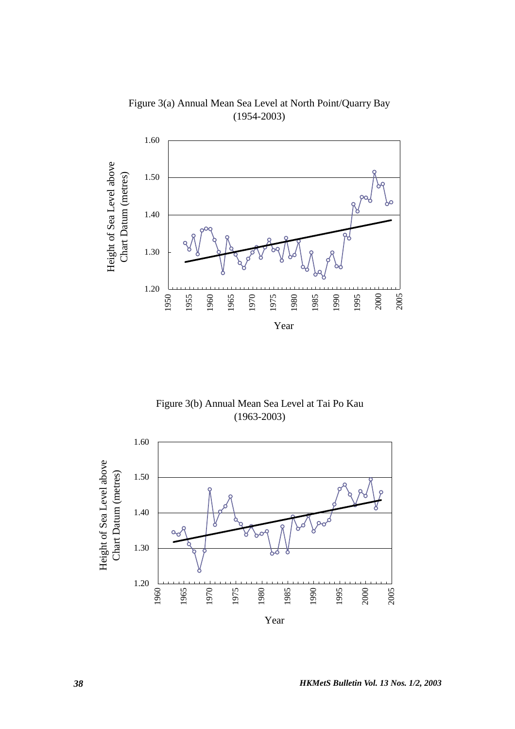Figure 3(a) Annual Mean Sea Level at North Point/Quarry Bay (1954-2003)

Figure 3(b) Annual Mean Sea Level at Tai Po Kau (1963-2003)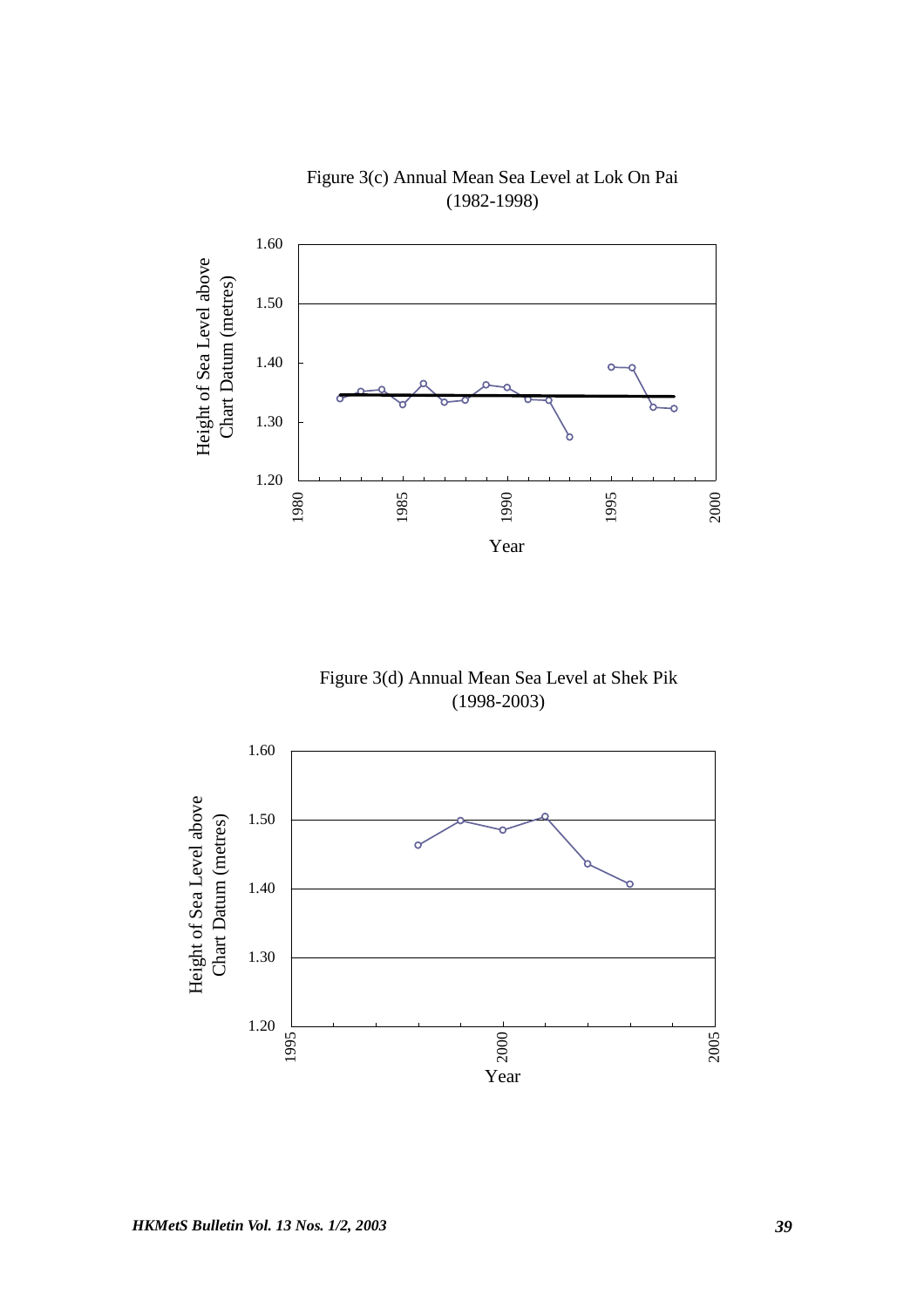Figure 3(c) Annual Mean Sea Level at Lok On Pai (1982-1998)

Figure 3(d) Annual Mean Sea Level at Shek Pik (1998-2003)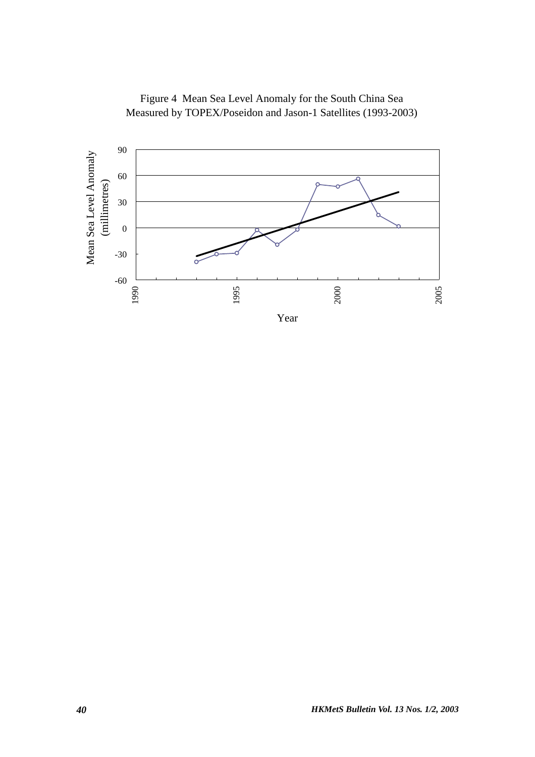Figure 4 Mean Sea Level Anomaly for the South China Sea Measured by TOPEX/Poseidon and Jason-1 Satellites (1993-2003)

Mean Sea Level Anomaly (millimetres)

90
60
30
0
-30
-60

1990
1995
2000
2005

Year